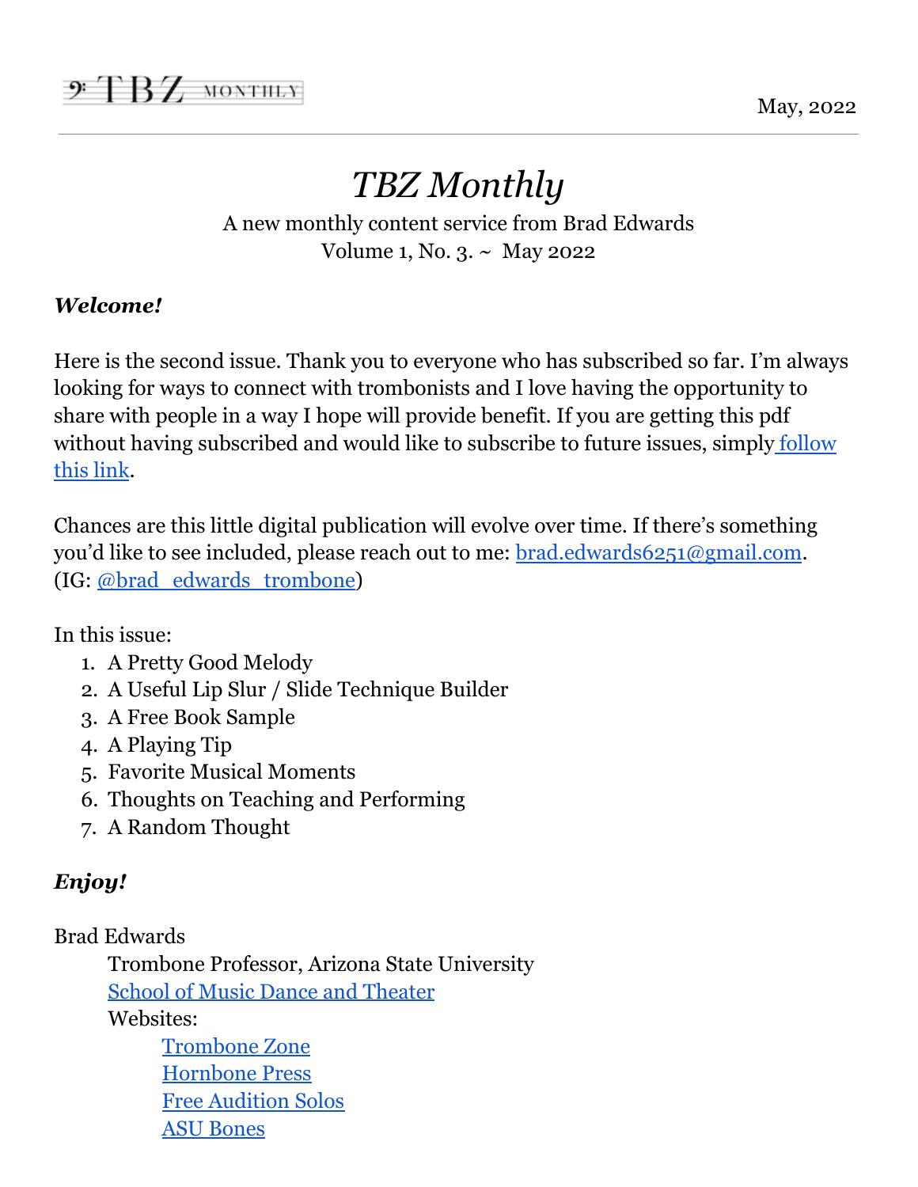May, 2022

# *TBZ Monthly*

A new monthly content service from Brad Edwards
Volume 1, No. 3. ~ May 2022

***Welcome!***

Here is the second issue. Thank you to everyone who has subscribed so far. I'm always looking for ways to connect with trombonists and I love having the opportunity to share with people in a way I hope will provide benefit. If you are getting this pdf without having subscribed and would like to subscribe to future issues, simply follow this link.

Chances are this little digital publication will evolve over time. If there's something you'd like to see included, please reach out to me: brad.edwards6251@gmail.com. (IG: @brad_edwards_trombone)

In this issue:

1. A Pretty Good Melody
2. A Useful Lip Slur / Slide Technique Builder
3. A Free Book Sample
4. A Playing Tip
5. Favorite Musical Moments
6. Thoughts on Teaching and Performing
7. A Random Thought

***Enjoy!***

Brad Edwards

Trombone Professor, Arizona State University

School of Music Dance and Theater

Websites:

- Trombone Zone
- Hornbone Press
- Free Audition Solos
- ASU Bones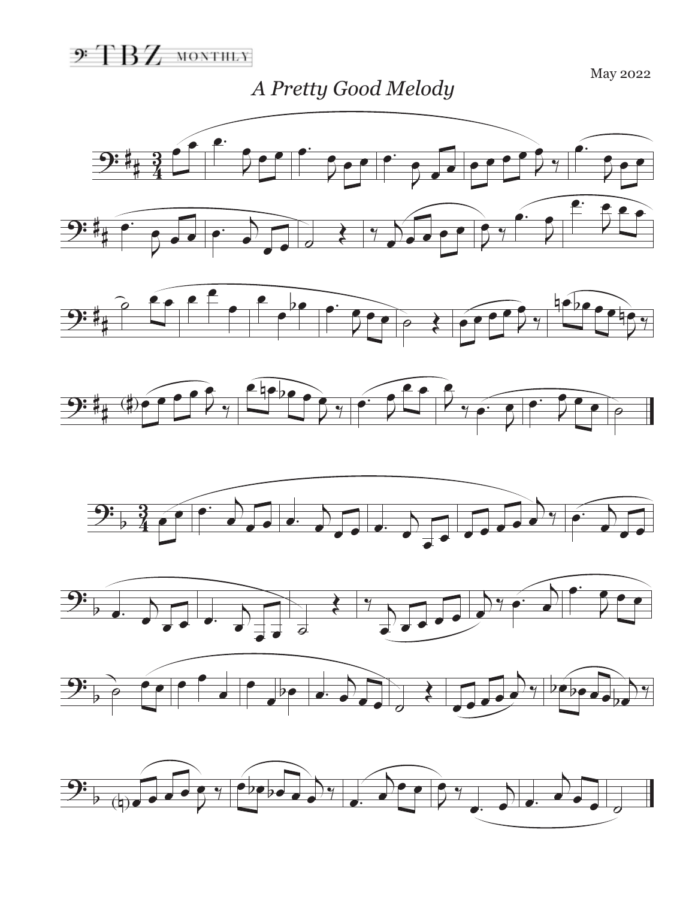*A Pretty Good Melody*

May 2022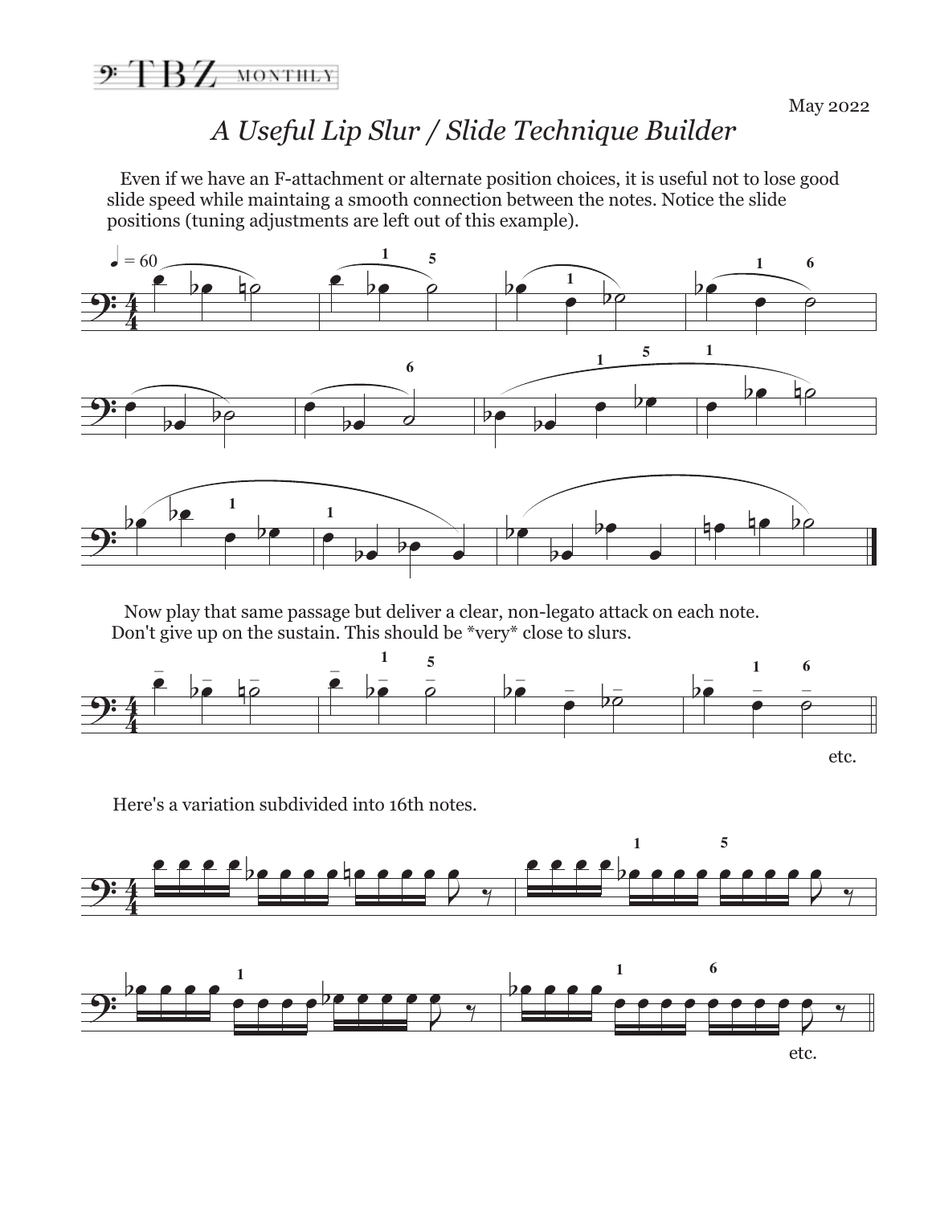May 2022

# *A Useful Lip Slur / Slide Technique Builder*

Even if we have an F-attachment or alternate position choices, it is useful not to lose good slide speed while maintaing a smooth connection between the notes. Notice the slide positions (tuning adjustments are left out of this example).

Now play that same passage but deliver a clear, non-legato attack on each note. Don't give up on the sustain. This should be *very* close to slurs.

etc.

Here's a variation subdivided into 16th notes.

etc.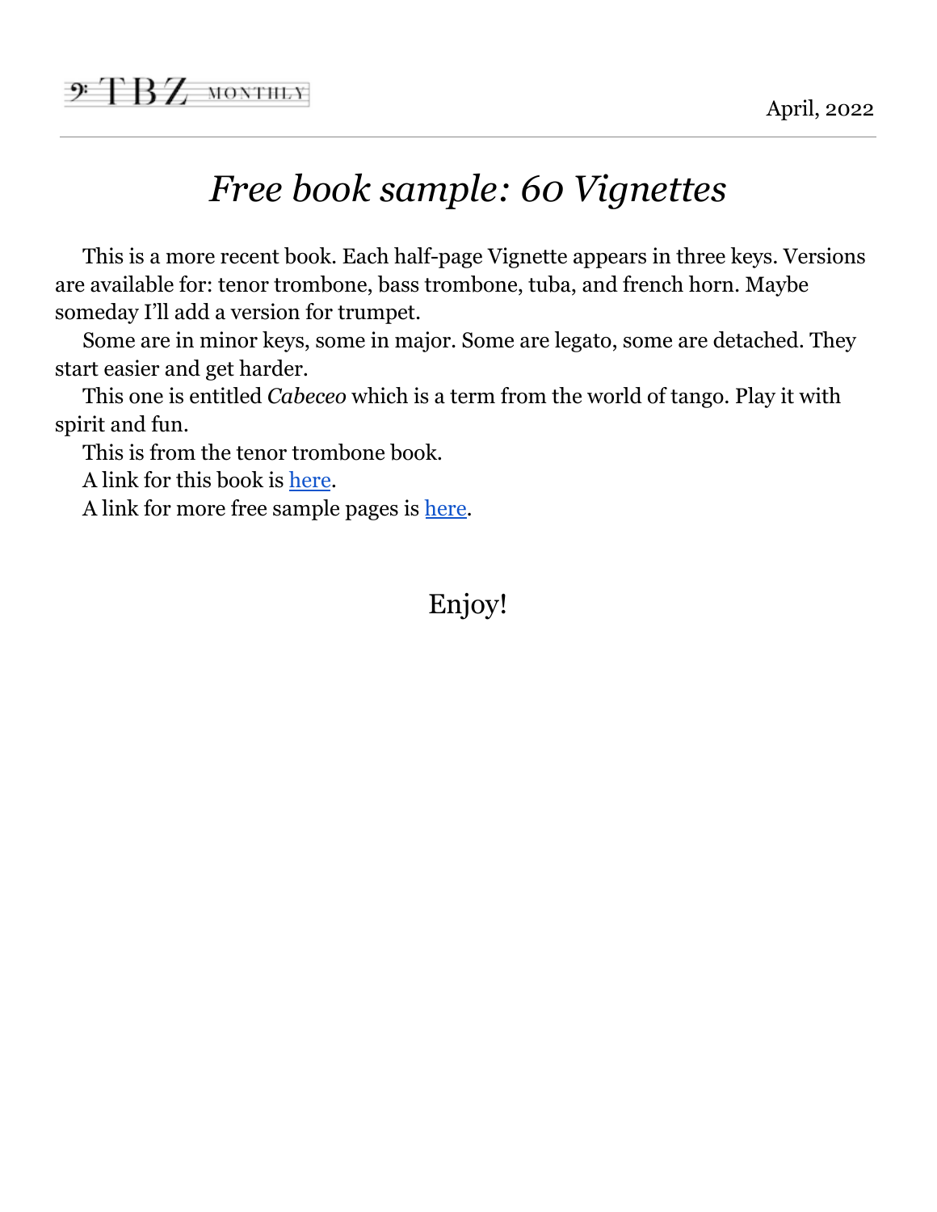# *Free book sample: 60 Vignettes*

This is a more recent book. Each half-page Vignette appears in three keys. Versions are available for: tenor trombone, bass trombone, tuba, and french horn. Maybe someday I'll add a version for trumpet.

Some are in minor keys, some in major. Some are legato, some are detached. They start easier and get harder.

This one is entitled *Cabeceo* which is a term from the world of tango. Play it with spirit and fun.

This is from the tenor trombone book.

A link for this book is here.

A link for more free sample pages is here.

Enjoy!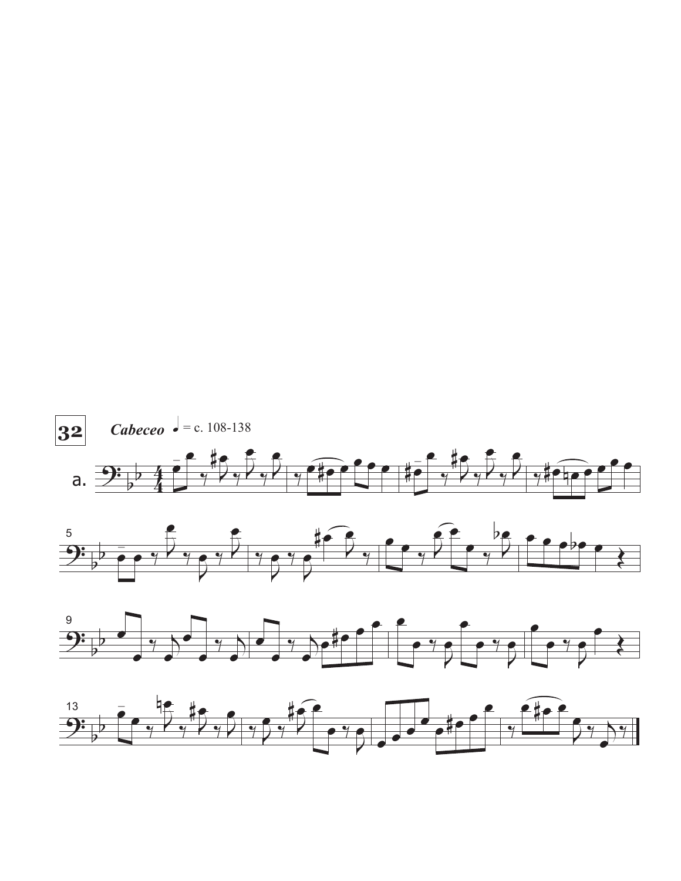**32** *Cabeceo* ♩ = c. 108-138

a.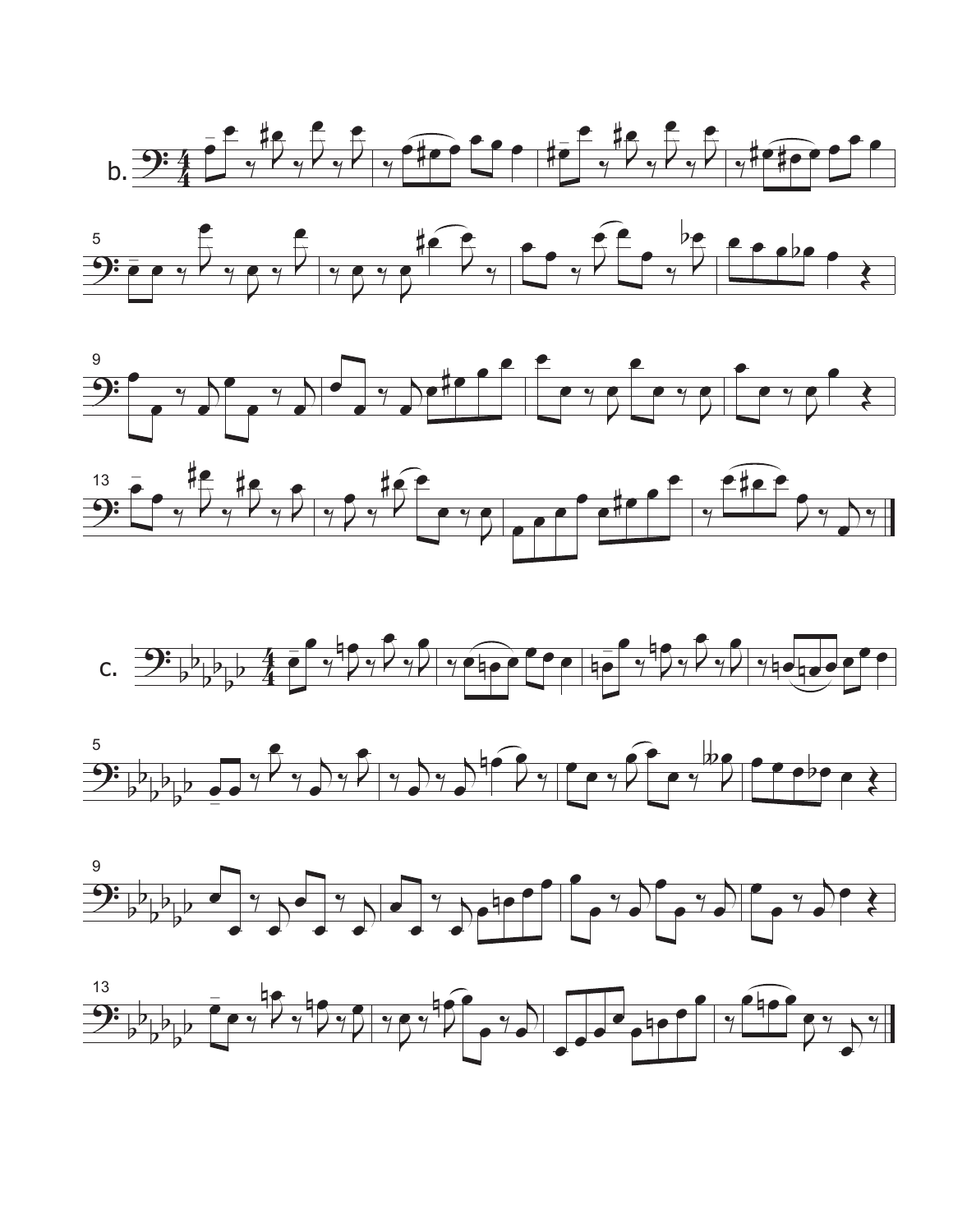b.

c.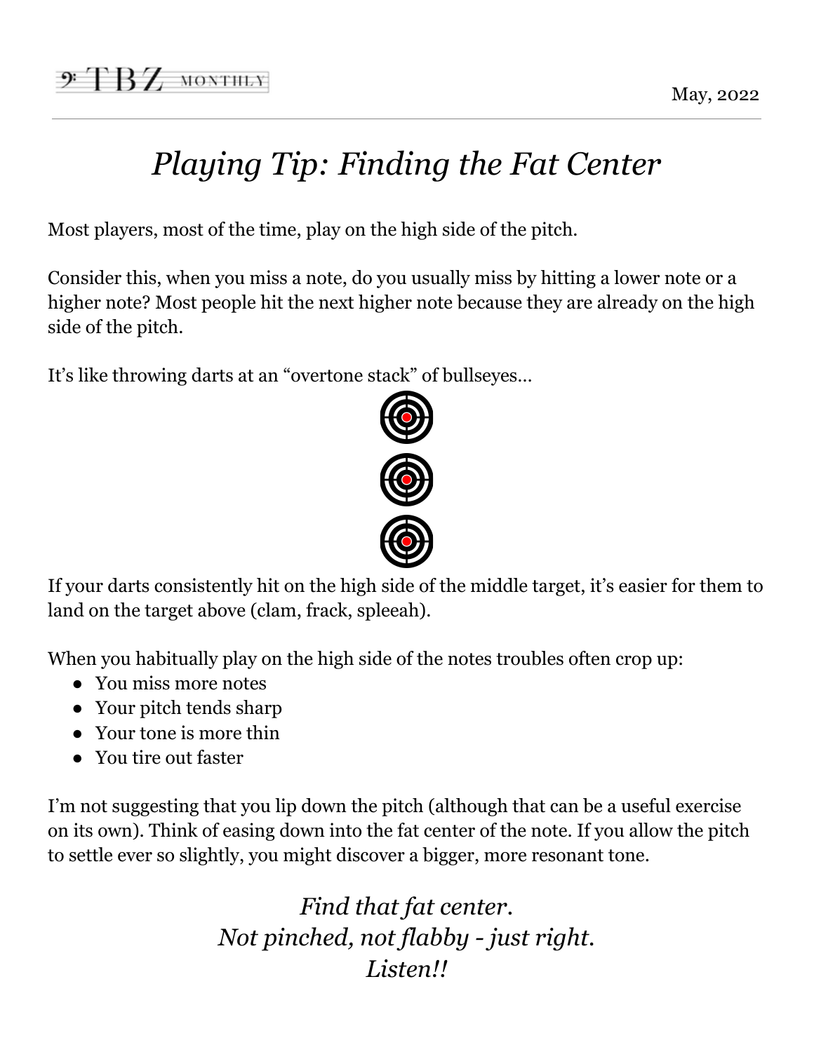# *Playing Tip: Finding the Fat Center*

Most players, most of the time, play on the high side of the pitch.

Consider this, when you miss a note, do you usually miss by hitting a lower note or a higher note? Most people hit the next higher note because they are already on the high side of the pitch.

It's like throwing darts at an "overtone stack" of bullseyes…

If your darts consistently hit on the high side of the middle target, it's easier for them to land on the target above (clam, frack, spleeah).

When you habitually play on the high side of the notes troubles often crop up:

- You miss more notes
- Your pitch tends sharp
- Your tone is more thin
- You tire out faster

I'm not suggesting that you lip down the pitch (although that can be a useful exercise on its own). Think of easing down into the fat center of the note. If you allow the pitch to settle ever so slightly, you might discover a bigger, more resonant tone.

*Find that fat center.*
*Not pinched, not flabby - just right.*
*Listen!!*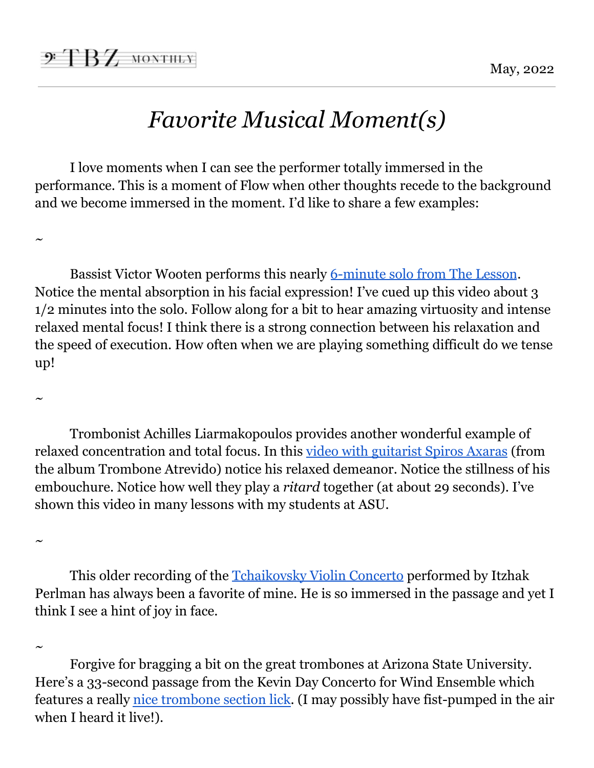# *Favorite Musical Moment(s)*

I love moments when I can see the performer totally immersed in the performance. This is a moment of Flow when other thoughts recede to the background and we become immersed in the moment. I'd like to share a few examples:

~

Bassist Victor Wooten performs this nearly 6-minute solo from The Lesson. Notice the mental absorption in his facial expression! I've cued up this video about 3 1/2 minutes into the solo. Follow along for a bit to hear amazing virtuosity and intense relaxed mental focus! I think there is a strong connection between his relaxation and the speed of execution. How often when we are playing something difficult do we tense up!

~

Trombonist Achilles Liarmakopoulos provides another wonderful example of relaxed concentration and total focus. In this video with guitarist Spiros Axaras (from the album Trombone Atrevido) notice his relaxed demeanor. Notice the stillness of his embouchure. Notice how well they play a *ritard* together (at about 29 seconds). I've shown this video in many lessons with my students at ASU.

~

This older recording of the Tchaikovsky Violin Concerto performed by Itzhak Perlman has always been a favorite of mine. He is so immersed in the passage and yet I think I see a hint of joy in face.

~

Forgive for bragging a bit on the great trombones at Arizona State University. Here's a 33-second passage from the Kevin Day Concerto for Wind Ensemble which features a really nice trombone section lick. (I may possibly have fist-pumped in the air when I heard it live!).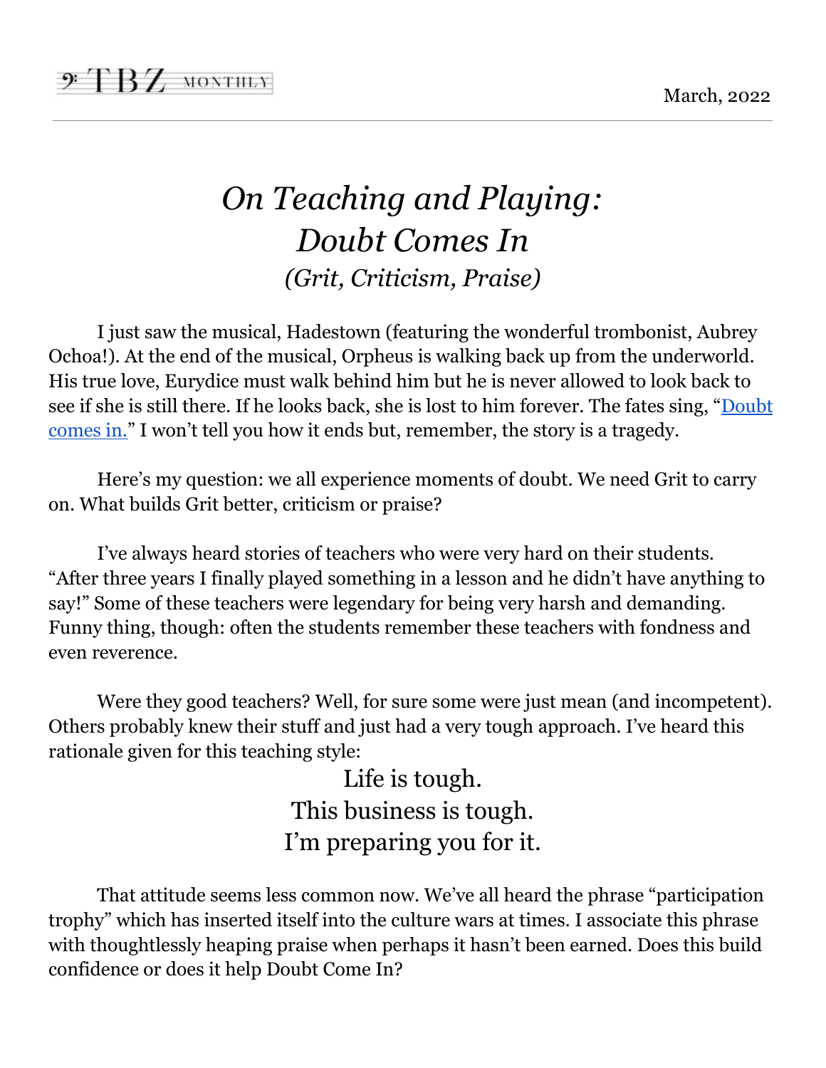# *On Teaching and Playing: Doubt Comes In*

### *(Grit, Criticism, Praise)*

I just saw the musical, Hadestown (featuring the wonderful trombonist, Aubrey Ochoa!). At the end of the musical, Orpheus is walking back up from the underworld. His true love, Eurydice must walk behind him but he is never allowed to look back to see if she is still there. If he looks back, she is lost to him forever. The fates sing, "Doubt comes in." I won't tell you how it ends but, remember, the story is a tragedy.

Here's my question: we all experience moments of doubt. We need Grit to carry on. What builds Grit better, criticism or praise?

I've always heard stories of teachers who were very hard on their students. "After three years I finally played something in a lesson and he didn't have anything to say!" Some of these teachers were legendary for being very harsh and demanding. Funny thing, though: often the students remember these teachers with fondness and even reverence.

Were they good teachers? Well, for sure some were just mean (and incompetent). Others probably knew their stuff and just had a very tough approach. I've heard this rationale given for this teaching style:

> Life is tough.
> This business is tough.
> I'm preparing you for it.

That attitude seems less common now. We've all heard the phrase "participation trophy" which has inserted itself into the culture wars at times. I associate this phrase with thoughtlessly heaping praise when perhaps it hasn't been earned. Does this build confidence or does it help Doubt Come In?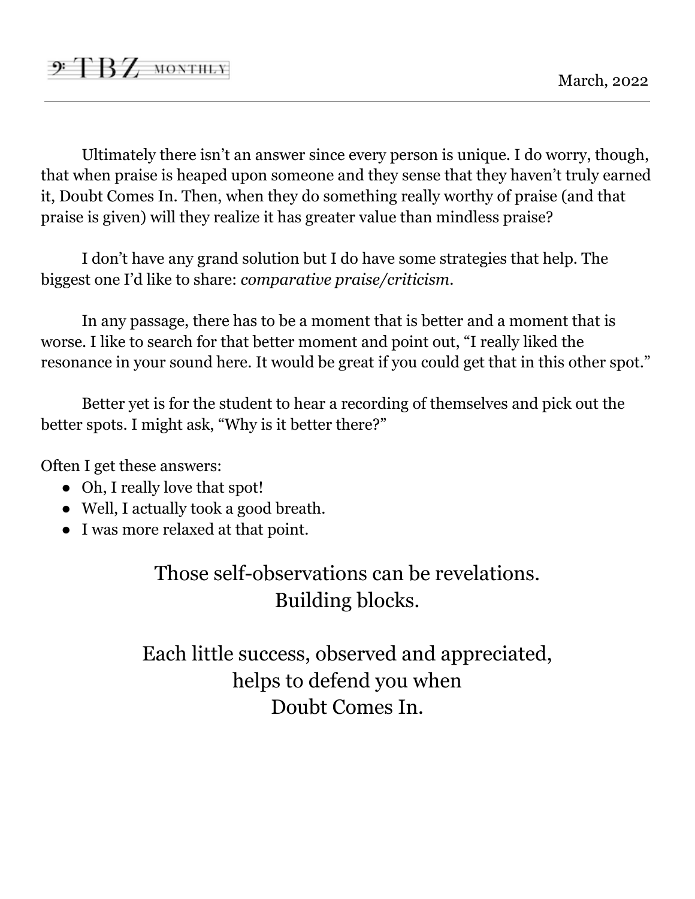Ultimately there isn't an answer since every person is unique. I do worry, though, that when praise is heaped upon someone and they sense that they haven't truly earned it, Doubt Comes In. Then, when they do something really worthy of praise (and that praise is given) will they realize it has greater value than mindless praise?

I don't have any grand solution but I do have some strategies that help. The biggest one I'd like to share: *comparative praise/criticism*.

In any passage, there has to be a moment that is better and a moment that is worse. I like to search for that better moment and point out, "I really liked the resonance in your sound here. It would be great if you could get that in this other spot."

Better yet is for the student to hear a recording of themselves and pick out the better spots. I might ask, "Why is it better there?"

Often I get these answers:

- Oh, I really love that spot!
- Well, I actually took a good breath.
- I was more relaxed at that point.

Those self-observations can be revelations.
Building blocks.

Each little success, observed and appreciated,
helps to defend you when
Doubt Comes In.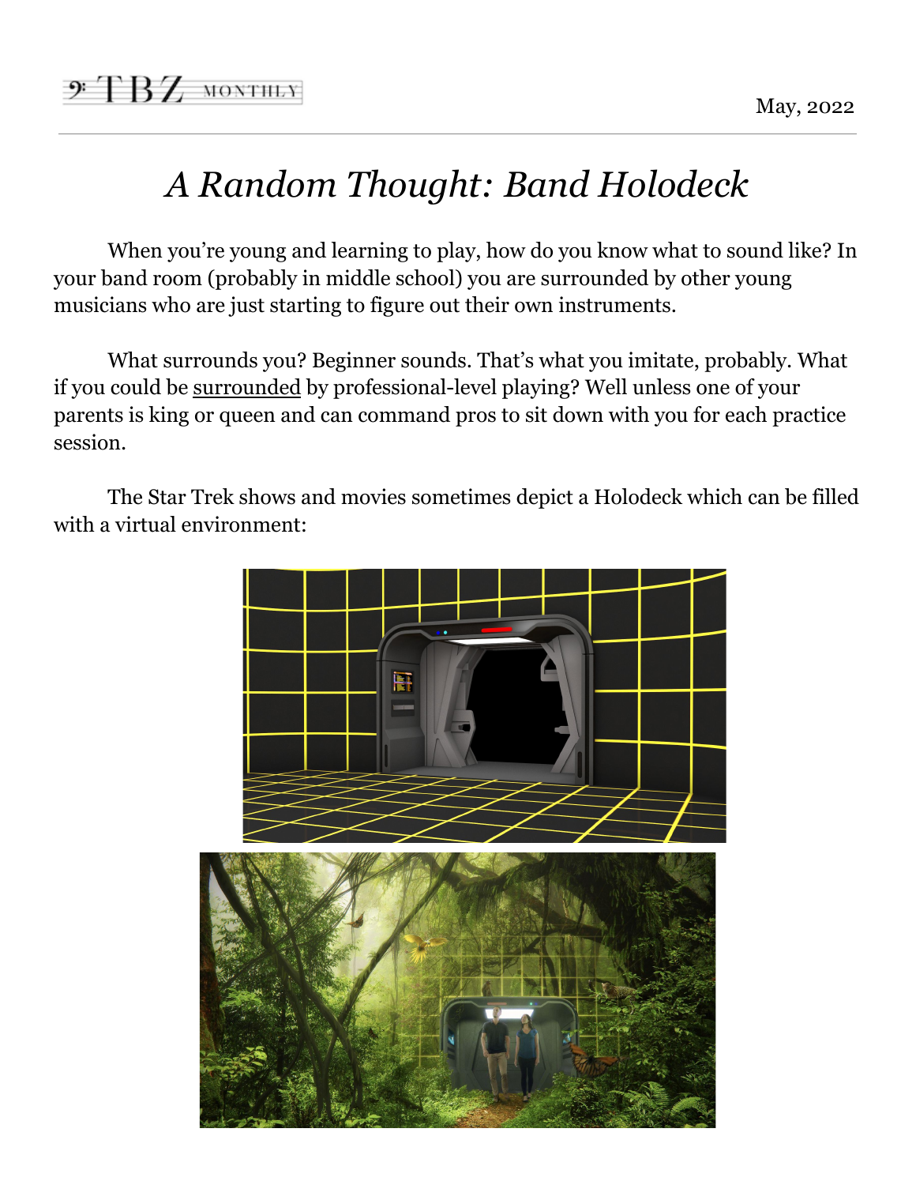# *A Random Thought: Band Holodeck*

When you're young and learning to play, how do you know what to sound like? In your band room (probably in middle school) you are surrounded by other young musicians who are just starting to figure out their own instruments.

What surrounds you? Beginner sounds. That's what you imitate, probably. What if you could be surrounded by professional-level playing? Well unless one of your parents is king or queen and can command pros to sit down with you for each practice session.

The Star Trek shows and movies sometimes depict a Holodeck which can be filled with a virtual environment: